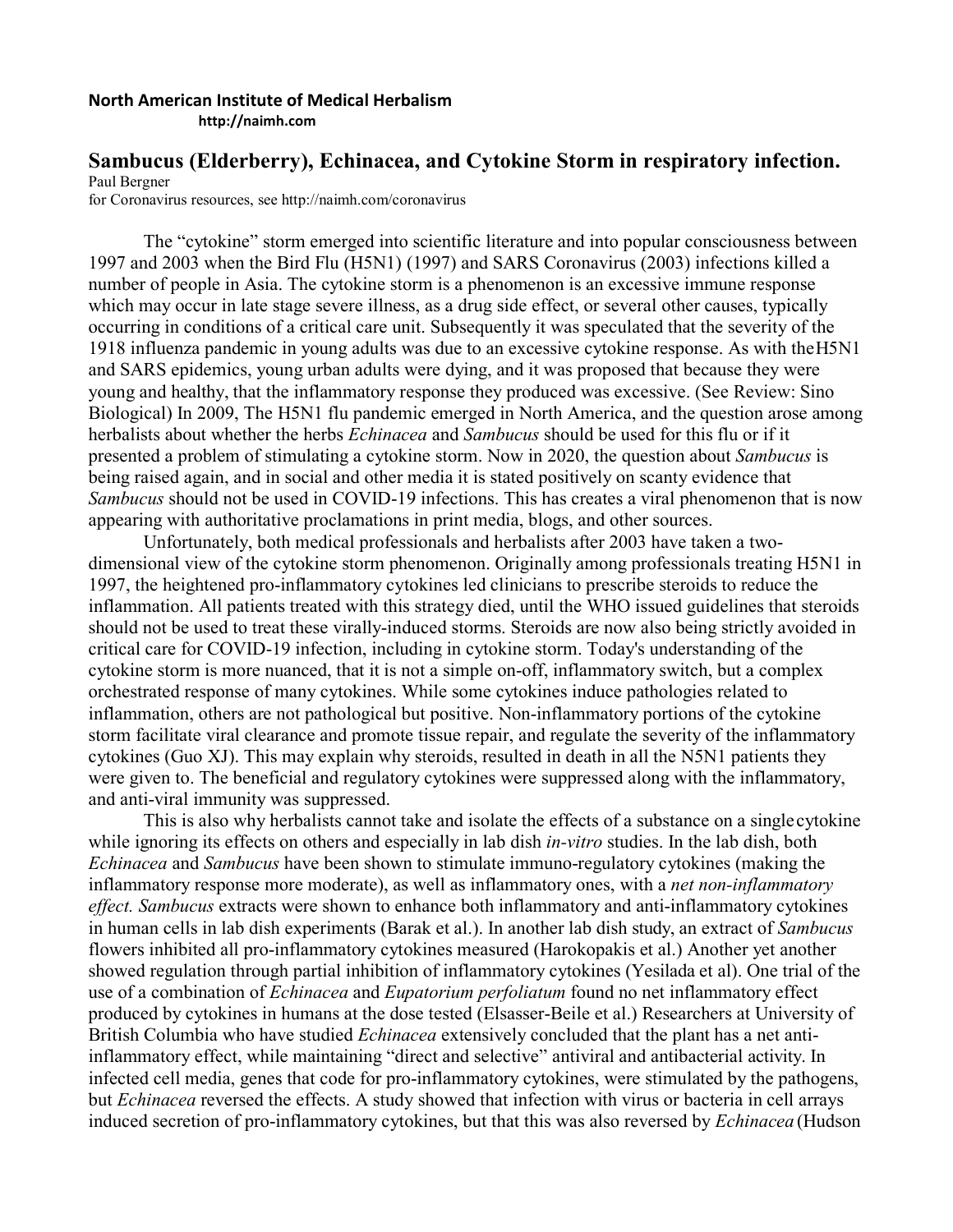**North American Institute of Medical Herbalism**
http://naimh.com

# Sambucus (Elderberry), Echinacea, and Cytokine Storm in respiratory infection.

Paul Bergner
for Coronavirus resources, see http://naimh.com/coronavirus

The "cytokine" storm emerged into scientific literature and into popular consciousness between 1997 and 2003 when the Bird Flu (H5N1) (1997) and SARS Coronavirus (2003) infections killed a number of people in Asia. The cytokine storm is a phenomenon is an excessive immune response which may occur in late stage severe illness, as a drug side effect, or several other causes, typically occurring in conditions of a critical care unit. Subsequently it was speculated that the severity of the 1918 influenza pandemic in young adults was due to an excessive cytokine response. As with the H5N1 and SARS epidemics, young urban adults were dying, and it was proposed that because they were young and healthy, that the inflammatory response they produced was excessive. (See Review: Sino Biological) In 2009, The H5N1 flu pandemic emerged in North America, and the question arose among herbalists about whether the herbs *Echinacea* and *Sambucus* should be used for this flu or if it presented a problem of stimulating a cytokine storm. Now in 2020, the question about *Sambucus* is being raised again, and in social and other media it is stated positively on scanty evidence that *Sambucus* should not be used in COVID-19 infections. This has creates a viral phenomenon that is now appearing with authoritative proclamations in print media, blogs, and other sources.

Unfortunately, both medical professionals and herbalists after 2003 have taken a two-dimensional view of the cytokine storm phenomenon. Originally among professionals treating H5N1 in 1997, the heightened pro-inflammatory cytokines led clinicians to prescribe steroids to reduce the inflammation. All patients treated with this strategy died, until the WHO issued guidelines that steroids should not be used to treat these virally-induced storms. Steroids are now also being strictly avoided in critical care for COVID-19 infection, including in cytokine storm. Today's understanding of the cytokine storm is more nuanced, that it is not a simple on-off, inflammatory switch, but a complex orchestrated response of many cytokines. While some cytokines induce pathologies related to inflammation, others are not pathological but positive. Non-inflammatory portions of the cytokine storm facilitate viral clearance and promote tissue repair, and regulate the severity of the inflammatory cytokines (Guo XJ). This may explain why steroids, resulted in death in all the N5N1 patients they were given to. The beneficial and regulatory cytokines were suppressed along with the inflammatory, and anti-viral immunity was suppressed.

This is also why herbalists cannot take and isolate the effects of a substance on a single cytokine while ignoring its effects on others and especially in lab dish *in-vitro* studies. In the lab dish, both *Echinacea* and *Sambucus* have been shown to stimulate immuno-regulatory cytokines (making the inflammatory response more moderate), as well as inflammatory ones, with a *net non-inflammatory effect. Sambucus* extracts were shown to enhance both inflammatory and anti-inflammatory cytokines in human cells in lab dish experiments (Barak et al.). In another lab dish study, an extract of *Sambucus* flowers inhibited all pro-inflammatory cytokines measured (Harokopakis et al.) Another yet another showed regulation through partial inhibition of inflammatory cytokines (Yesilada et al). One trial of the use of a combination of *Echinacea* and *Eupatorium perfoliatum* found no net inflammatory effect produced by cytokines in humans at the dose tested (Elsasser-Beile et al.) Researchers at University of British Columbia who have studied *Echinacea* extensively concluded that the plant has a net anti-inflammatory effect, while maintaining "direct and selective" antiviral and antibacterial activity. In infected cell media, genes that code for pro-inflammatory cytokines, were stimulated by the pathogens, but *Echinacea* reversed the effects. A study showed that infection with virus or bacteria in cell arrays induced secretion of pro-inflammatory cytokines, but that this was also reversed by *Echinacea* (Hudson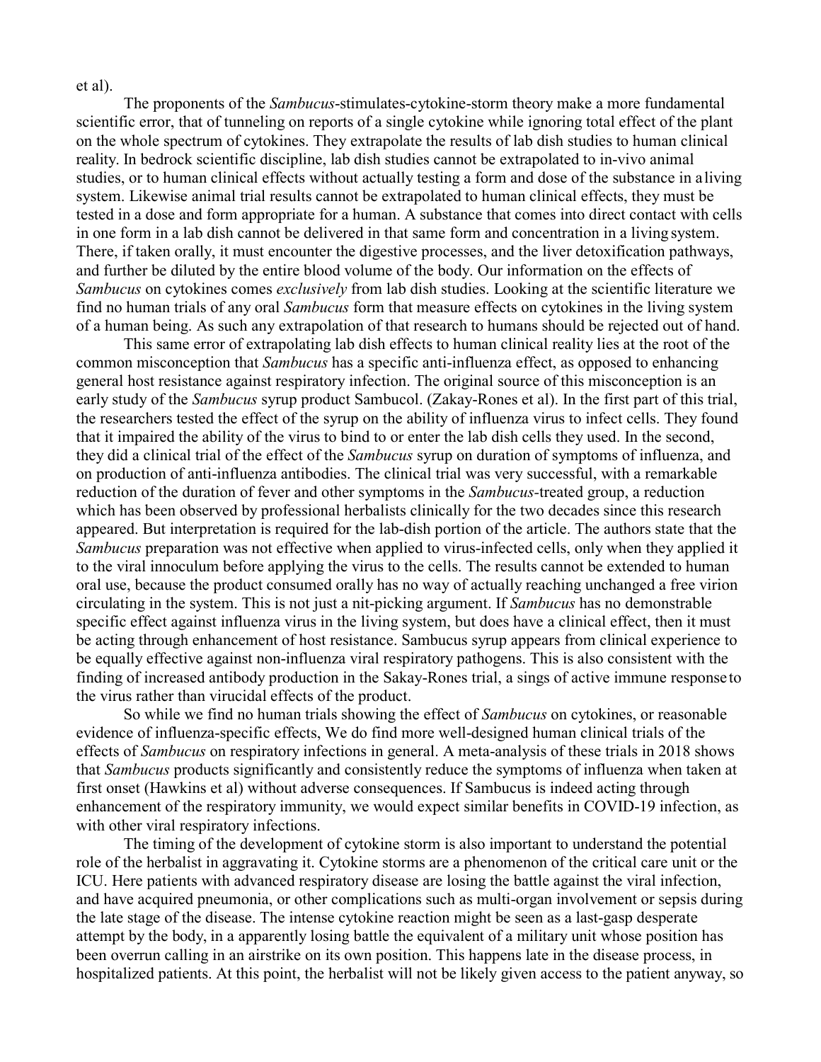et al).

The proponents of the *Sambucus*-stimulates-cytokine-storm theory make a more fundamental scientific error, that of tunneling on reports of a single cytokine while ignoring total effect of the plant on the whole spectrum of cytokines. They extrapolate the results of lab dish studies to human clinical reality. In bedrock scientific discipline, lab dish studies cannot be extrapolated to in-vivo animal studies, or to human clinical effects without actually testing a form and dose of the substance in a living system. Likewise animal trial results cannot be extrapolated to human clinical effects, they must be tested in a dose and form appropriate for a human. A substance that comes into direct contact with cells in one form in a lab dish cannot be delivered in that same form and concentration in a living system. There, if taken orally, it must encounter the digestive processes, and the liver detoxification pathways, and further be diluted by the entire blood volume of the body. Our information on the effects of *Sambucus* on cytokines comes *exclusively* from lab dish studies. Looking at the scientific literature we find no human trials of any oral *Sambucus* form that measure effects on cytokines in the living system of a human being. As such any extrapolation of that research to humans should be rejected out of hand.

This same error of extrapolating lab dish effects to human clinical reality lies at the root of the common misconception that *Sambucus* has a specific anti-influenza effect, as opposed to enhancing general host resistance against respiratory infection. The original source of this misconception is an early study of the *Sambucus* syrup product Sambucol. (Zakay-Rones et al). In the first part of this trial, the researchers tested the effect of the syrup on the ability of influenza virus to infect cells. They found that it impaired the ability of the virus to bind to or enter the lab dish cells they used. In the second, they did a clinical trial of the effect of the *Sambucus* syrup on duration of symptoms of influenza, and on production of anti-influenza antibodies. The clinical trial was very successful, with a remarkable reduction of the duration of fever and other symptoms in the *Sambucus*-treated group, a reduction which has been observed by professional herbalists clinically for the two decades since this research appeared. But interpretation is required for the lab-dish portion of the article. The authors state that the *Sambucus* preparation was not effective when applied to virus-infected cells, only when they applied it to the viral innoculum before applying the virus to the cells. The results cannot be extended to human oral use, because the product consumed orally has no way of actually reaching unchanged a free virion circulating in the system. This is not just a nit-picking argument. If *Sambucus* has no demonstrable specific effect against influenza virus in the living system, but does have a clinical effect, then it must be acting through enhancement of host resistance. Sambucus syrup appears from clinical experience to be equally effective against non-influenza viral respiratory pathogens. This is also consistent with the finding of increased antibody production in the Sakay-Rones trial, a sings of active immune response to the virus rather than virucidal effects of the product.

So while we find no human trials showing the effect of *Sambucus* on cytokines, or reasonable evidence of influenza-specific effects, We do find more well-designed human clinical trials of the effects of *Sambucus* on respiratory infections in general. A meta-analysis of these trials in 2018 shows that *Sambucus* products significantly and consistently reduce the symptoms of influenza when taken at first onset (Hawkins et al) without adverse consequences. If Sambucus is indeed acting through enhancement of the respiratory immunity, we would expect similar benefits in COVID-19 infection, as with other viral respiratory infections.

The timing of the development of cytokine storm is also important to understand the potential role of the herbalist in aggravating it. Cytokine storms are a phenomenon of the critical care unit or the ICU. Here patients with advanced respiratory disease are losing the battle against the viral infection, and have acquired pneumonia, or other complications such as multi-organ involvement or sepsis during the late stage of the disease. The intense cytokine reaction might be seen as a last-gasp desperate attempt by the body, in a apparently losing battle the equivalent of a military unit whose position has been overrun calling in an airstrike on its own position. This happens late in the disease process, in hospitalized patients. At this point, the herbalist will not be likely given access to the patient anyway, so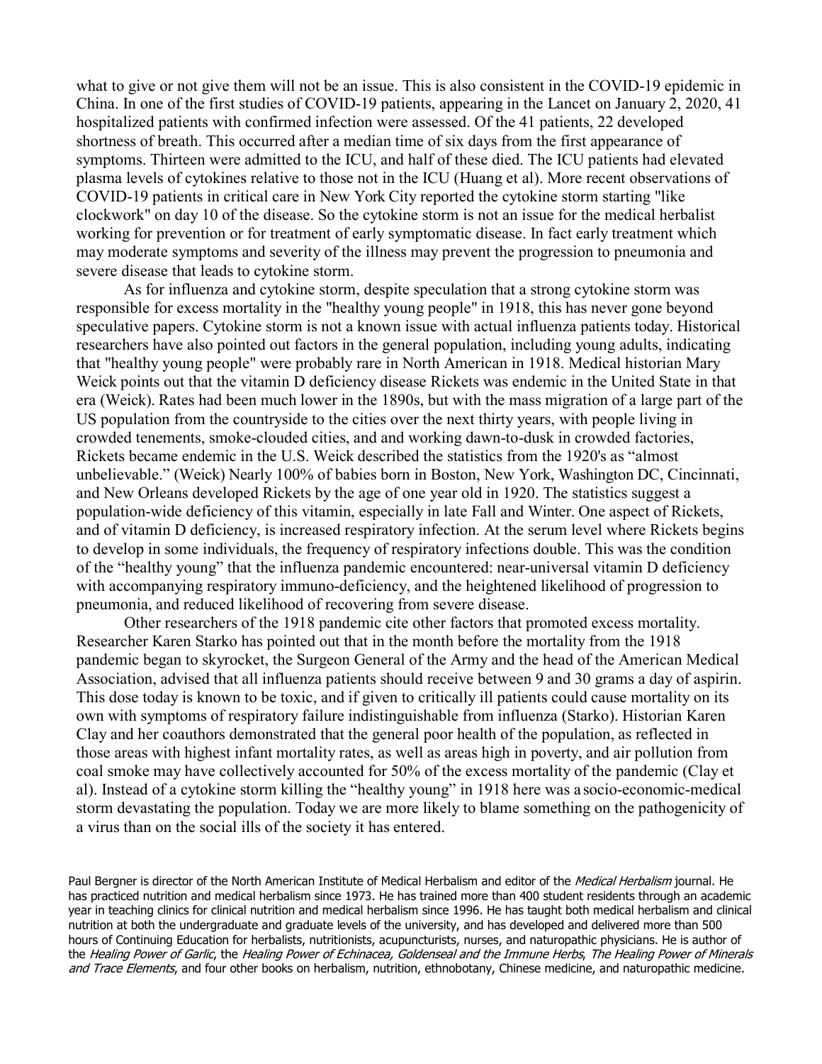what to give or not give them will not be an issue. This is also consistent in the COVID-19 epidemic in China. In one of the first studies of COVID-19 patients, appearing in the Lancet on January 2, 2020, 41 hospitalized patients with confirmed infection were assessed. Of the 41 patients, 22 developed shortness of breath. This occurred after a median time of six days from the first appearance of symptoms. Thirteen were admitted to the ICU, and half of these died. The ICU patients had elevated plasma levels of cytokines relative to those not in the ICU (Huang et al). More recent observations of COVID-19 patients in critical care in New York City reported the cytokine storm starting "like clockwork" on day 10 of the disease. So the cytokine storm is not an issue for the medical herbalist working for prevention or for treatment of early symptomatic disease. In fact early treatment which may moderate symptoms and severity of the illness may prevent the progression to pneumonia and severe disease that leads to cytokine storm.

As for influenza and cytokine storm, despite speculation that a strong cytokine storm was responsible for excess mortality in the "healthy young people" in 1918, this has never gone beyond speculative papers. Cytokine storm is not a known issue with actual influenza patients today. Historical researchers have also pointed out factors in the general population, including young adults, indicating that "healthy young people" were probably rare in North American in 1918. Medical historian Mary Weick points out that the vitamin D deficiency disease Rickets was endemic in the United State in that era (Weick). Rates had been much lower in the 1890s, but with the mass migration of a large part of the US population from the countryside to the cities over the next thirty years, with people living in crowded tenements, smoke-clouded cities, and and working dawn-to-dusk in crowded factories, Rickets became endemic in the U.S. Weick described the statistics from the 1920's as "almost unbelievable." (Weick) Nearly 100% of babies born in Boston, New York, Washington DC, Cincinnati, and New Orleans developed Rickets by the age of one year old in 1920. The statistics suggest a population-wide deficiency of this vitamin, especially in late Fall and Winter. One aspect of Rickets, and of vitamin D deficiency, is increased respiratory infection. At the serum level where Rickets begins to develop in some individuals, the frequency of respiratory infections double. This was the condition of the "healthy young" that the influenza pandemic encountered: near-universal vitamin D deficiency with accompanying respiratory immuno-deficiency, and the heightened likelihood of progression to pneumonia, and reduced likelihood of recovering from severe disease.

Other researchers of the 1918 pandemic cite other factors that promoted excess mortality. Researcher Karen Starko has pointed out that in the month before the mortality from the 1918 pandemic began to skyrocket, the Surgeon General of the Army and the head of the American Medical Association, advised that all influenza patients should receive between 9 and 30 grams a day of aspirin. This dose today is known to be toxic, and if given to critically ill patients could cause mortality on its own with symptoms of respiratory failure indistinguishable from influenza (Starko). Historian Karen Clay and her coauthors demonstrated that the general poor health of the population, as reflected in those areas with highest infant mortality rates, as well as areas high in poverty, and air pollution from coal smoke may have collectively accounted for 50% of the excess mortality of the pandemic (Clay et al). Instead of a cytokine storm killing the "healthy young" in 1918 here was a socio-economic-medical storm devastating the population. Today we are more likely to blame something on the pathogenicity of a virus than on the social ills of the society it has entered.

Paul Bergner is director of the North American Institute of Medical Herbalism and editor of the *Medical Herbalism* journal. He has practiced nutrition and medical herbalism since 1973. He has trained more than 400 student residents through an academic year in teaching clinics for clinical nutrition and medical herbalism since 1996. He has taught both medical herbalism and clinical nutrition at both the undergraduate and graduate levels of the university, and has developed and delivered more than 500 hours of Continuing Education for herbalists, nutritionists, acupuncturists, nurses, and naturopathic physicians. He is author of the *Healing Power of Garlic*, the *Healing Power of Echinacea, Goldenseal and the Immune Herbs*, *The Healing Power of Minerals and Trace Elements*, and four other books on herbalism, nutrition, ethnobotany, Chinese medicine, and naturopathic medicine.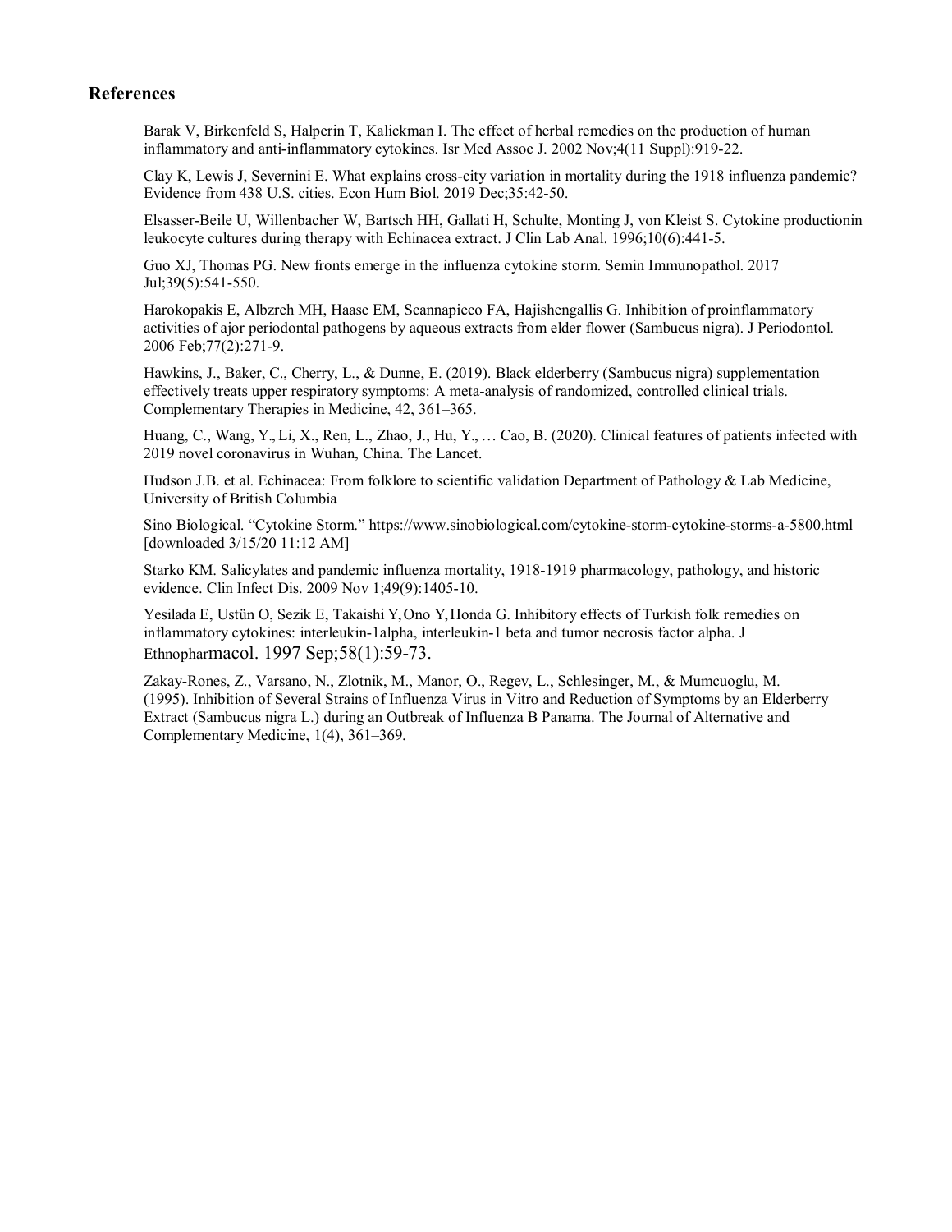## References

Barak V, Birkenfeld S, Halperin T, Kalickman I. The effect of herbal remedies on the production of human inflammatory and anti-inflammatory cytokines. Isr Med Assoc J. 2002 Nov;4(11 Suppl):919-22.

Clay K, Lewis J, Severnini E. What explains cross-city variation in mortality during the 1918 influenza pandemic? Evidence from 438 U.S. cities. Econ Hum Biol. 2019 Dec;35:42-50.

Elsasser-Beile U, Willenbacher W, Bartsch HH, Gallati H, Schulte, Monting J, von Kleist S. Cytokine productionin leukocyte cultures during therapy with Echinacea extract. J Clin Lab Anal. 1996;10(6):441-5.

Guo XJ, Thomas PG. New fronts emerge in the influenza cytokine storm. Semin Immunopathol. 2017 Jul;39(5):541-550.

Harokopakis E, Albzreh MH, Haase EM, Scannapieco FA, Hajishengallis G. Inhibition of proinflammatory activities of ajor periodontal pathogens by aqueous extracts from elder flower (Sambucus nigra). J Periodontol. 2006 Feb;77(2):271-9.

Hawkins, J., Baker, C., Cherry, L., & Dunne, E. (2019). Black elderberry (Sambucus nigra) supplementation effectively treats upper respiratory symptoms: A meta-analysis of randomized, controlled clinical trials. Complementary Therapies in Medicine, 42, 361–365.

Huang, C., Wang, Y., Li, X., Ren, L., Zhao, J., Hu, Y., … Cao, B. (2020). Clinical features of patients infected with 2019 novel coronavirus in Wuhan, China. The Lancet.

Hudson J.B. et al. Echinacea: From folklore to scientific validation Department of Pathology & Lab Medicine, University of British Columbia

Sino Biological. "Cytokine Storm." https://www.sinobiological.com/cytokine-storm-cytokine-storms-a-5800.html [downloaded 3/15/20 11:12 AM]

Starko KM. Salicylates and pandemic influenza mortality, 1918-1919 pharmacology, pathology, and historic evidence. Clin Infect Dis. 2009 Nov 1;49(9):1405-10.

Yesilada E, Ustün O, Sezik E, Takaishi Y, Ono Y, Honda G. Inhibitory effects of Turkish folk remedies on inflammatory cytokines: interleukin-1alpha, interleukin-1 beta and tumor necrosis factor alpha. J Ethnopharmacol. 1997 Sep;58(1):59-73.

Zakay-Rones, Z., Varsano, N., Zlotnik, M., Manor, O., Regev, L., Schlesinger, M., & Mumcuoglu, M. (1995). Inhibition of Several Strains of Influenza Virus in Vitro and Reduction of Symptoms by an Elderberry Extract (Sambucus nigra L.) during an Outbreak of Influenza B Panama. The Journal of Alternative and Complementary Medicine, 1(4), 361–369.